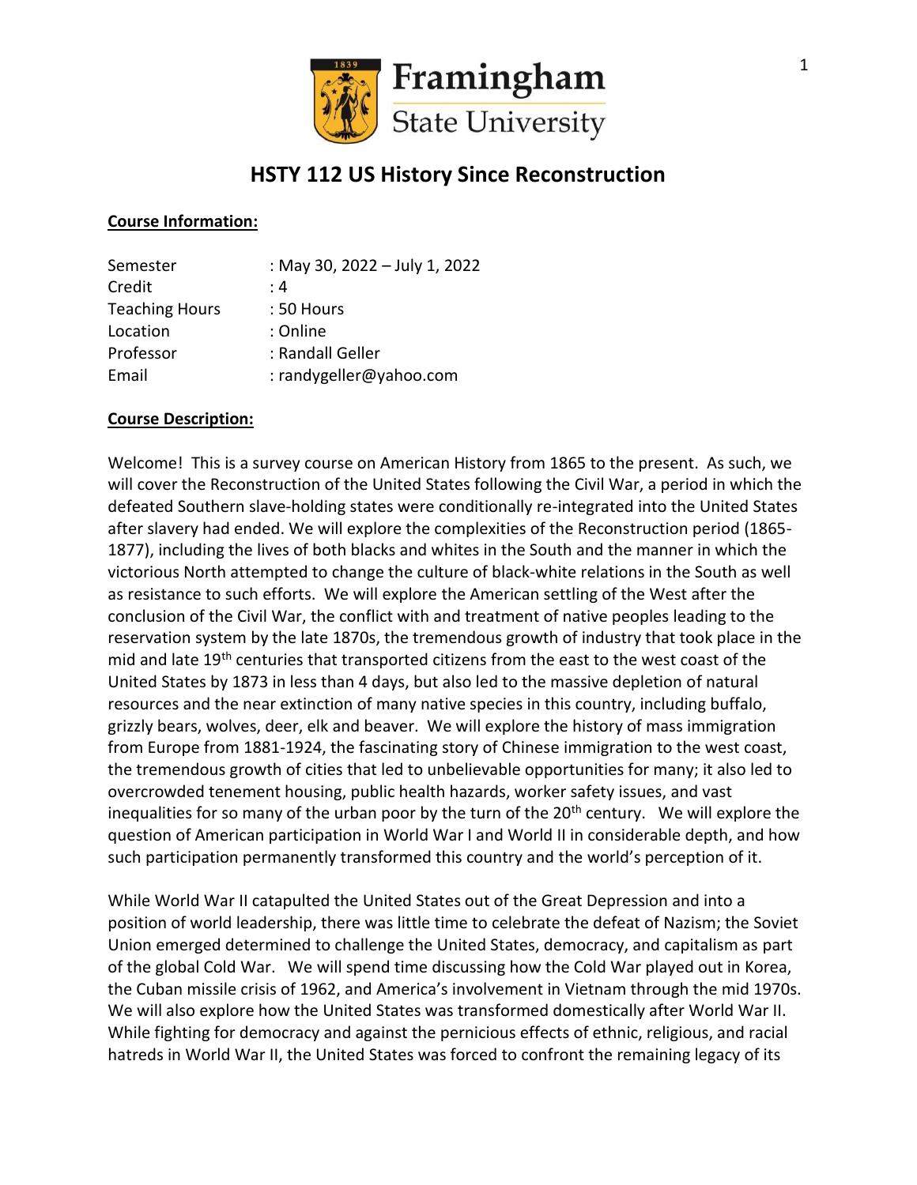Framingham State University

# HSTY 112 US History Since Reconstruction

## Course Information:

| | |
|---|---|
| Semester | : May 30, 2022 – July 1, 2022 |
| Credit | : 4 |
| Teaching Hours | : 50 Hours |
| Location | : Online |
| Professor | : Randall Geller |
| Email | : randygeller@yahoo.com |

## Course Description:

Welcome! This is a survey course on American History from 1865 to the present. As such, we will cover the Reconstruction of the United States following the Civil War, a period in which the defeated Southern slave-holding states were conditionally re-integrated into the United States after slavery had ended. We will explore the complexities of the Reconstruction period (1865-1877), including the lives of both blacks and whites in the South and the manner in which the victorious North attempted to change the culture of black-white relations in the South as well as resistance to such efforts. We will explore the American settling of the West after the conclusion of the Civil War, the conflict with and treatment of native peoples leading to the reservation system by the late 1870s, the tremendous growth of industry that took place in the mid and late 19th centuries that transported citizens from the east to the west coast of the United States by 1873 in less than 4 days, but also led to the massive depletion of natural resources and the near extinction of many native species in this country, including buffalo, grizzly bears, wolves, deer, elk and beaver. We will explore the history of mass immigration from Europe from 1881-1924, the fascinating story of Chinese immigration to the west coast, the tremendous growth of cities that led to unbelievable opportunities for many; it also led to overcrowded tenement housing, public health hazards, worker safety issues, and vast inequalities for so many of the urban poor by the turn of the 20th century. We will explore the question of American participation in World War I and World II in considerable depth, and how such participation permanently transformed this country and the world's perception of it.

While World War II catapulted the United States out of the Great Depression and into a position of world leadership, there was little time to celebrate the defeat of Nazism; the Soviet Union emerged determined to challenge the United States, democracy, and capitalism as part of the global Cold War. We will spend time discussing how the Cold War played out in Korea, the Cuban missile crisis of 1962, and America's involvement in Vietnam through the mid 1970s. We will also explore how the United States was transformed domestically after World War II. While fighting for democracy and against the pernicious effects of ethnic, religious, and racial hatreds in World War II, the United States was forced to confront the remaining legacy of its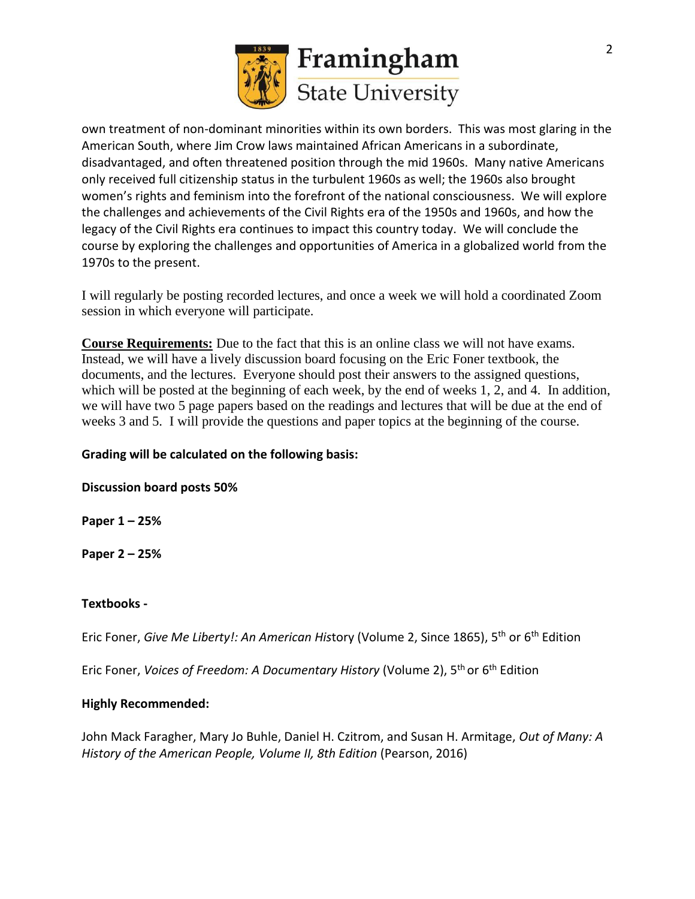own treatment of non-dominant minorities within its own borders. This was most glaring in the American South, where Jim Crow laws maintained African Americans in a subordinate, disadvantaged, and often threatened position through the mid 1960s. Many native Americans only received full citizenship status in the turbulent 1960s as well; the 1960s also brought women's rights and feminism into the forefront of the national consciousness. We will explore the challenges and achievements of the Civil Rights era of the 1950s and 1960s, and how the legacy of the Civil Rights era continues to impact this country today. We will conclude the course by exploring the challenges and opportunities of America in a globalized world from the 1970s to the present.

I will regularly be posting recorded lectures, and once a week we will hold a coordinated Zoom session in which everyone will participate.

**Course Requirements:** Due to the fact that this is an online class we will not have exams. Instead, we will have a lively discussion board focusing on the Eric Foner textbook, the documents, and the lectures. Everyone should post their answers to the assigned questions, which will be posted at the beginning of each week, by the end of weeks 1, 2, and 4. In addition, we will have two 5 page papers based on the readings and lectures that will be due at the end of weeks 3 and 5. I will provide the questions and paper topics at the beginning of the course.

**Grading will be calculated on the following basis:**

**Discussion board posts 50%**

**Paper 1 – 25%**

**Paper 2 – 25%**

**Textbooks -**

Eric Foner, *Give Me Liberty!: An American His*tory (Volume 2, Since 1865), 5th or 6th Edition

Eric Foner, *Voices of Freedom: A Documentary History* (Volume 2), 5th or 6th Edition

**Highly Recommended:**

John Mack Faragher, Mary Jo Buhle, Daniel H. Czitrom, and Susan H. Armitage, *Out of Many: A History of the American People, Volume II, 8th Edition* (Pearson, 2016)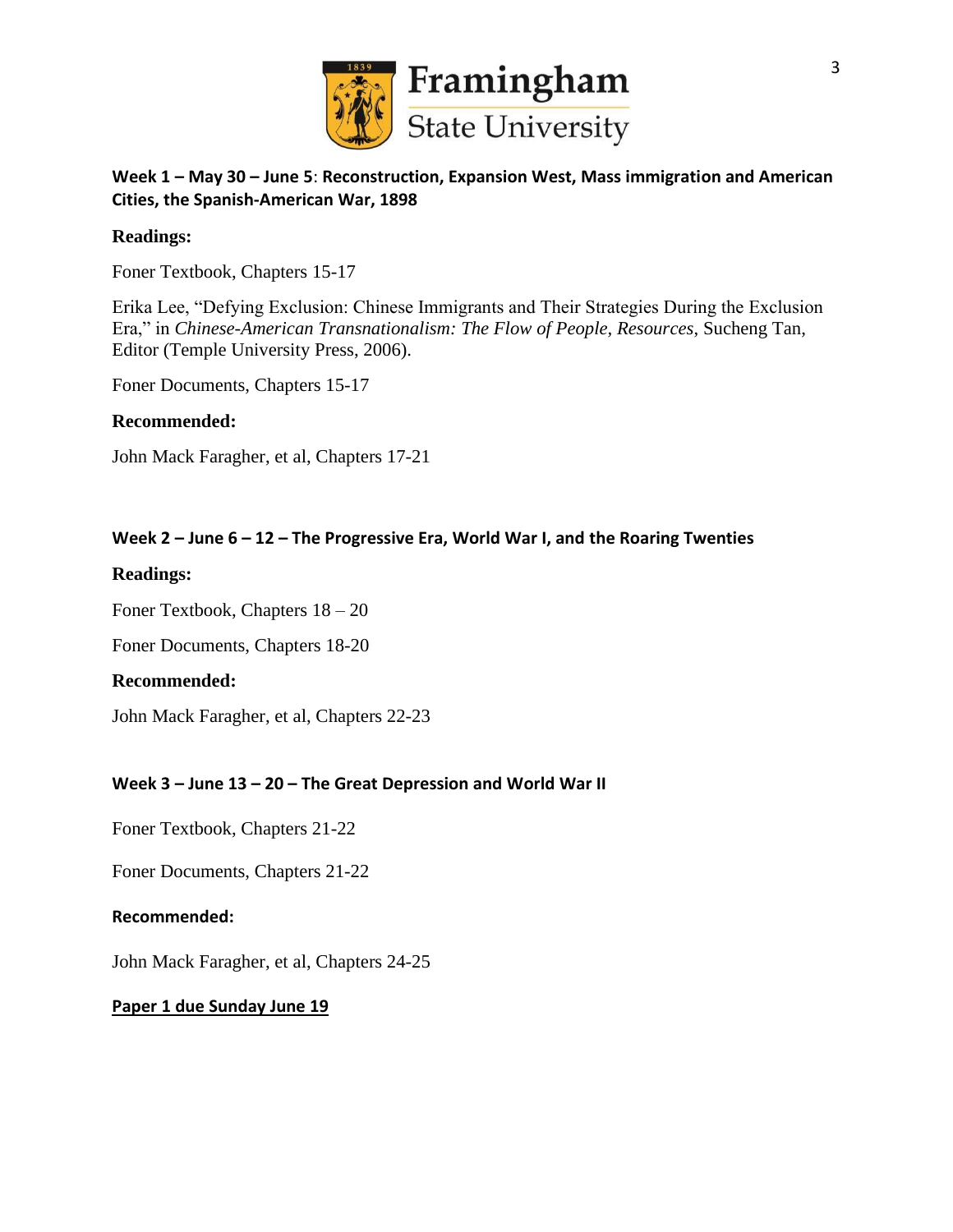### Week 1 – May 30 – June 5: Reconstruction, Expansion West, Mass immigration and American Cities, the Spanish-American War, 1898

**Readings:**

Foner Textbook, Chapters 15-17

Erika Lee, "Defying Exclusion: Chinese Immigrants and Their Strategies During the Exclusion Era," in *Chinese-American Transnationalism: The Flow of People, Resources*, Sucheng Tan, Editor (Temple University Press, 2006).

Foner Documents, Chapters 15-17

**Recommended:**

John Mack Faragher, et al, Chapters 17-21

### Week 2 – June 6 – 12 – The Progressive Era, World War I, and the Roaring Twenties

**Readings:**

Foner Textbook, Chapters 18 – 20

Foner Documents, Chapters 18-20

**Recommended:**

John Mack Faragher, et al, Chapters 22-23

### Week 3 – June 13 – 20 – The Great Depression and World War II

Foner Textbook, Chapters 21-22

Foner Documents, Chapters 21-22

**Recommended:**

John Mack Faragher, et al, Chapters 24-25

**Paper 1 due Sunday June 19**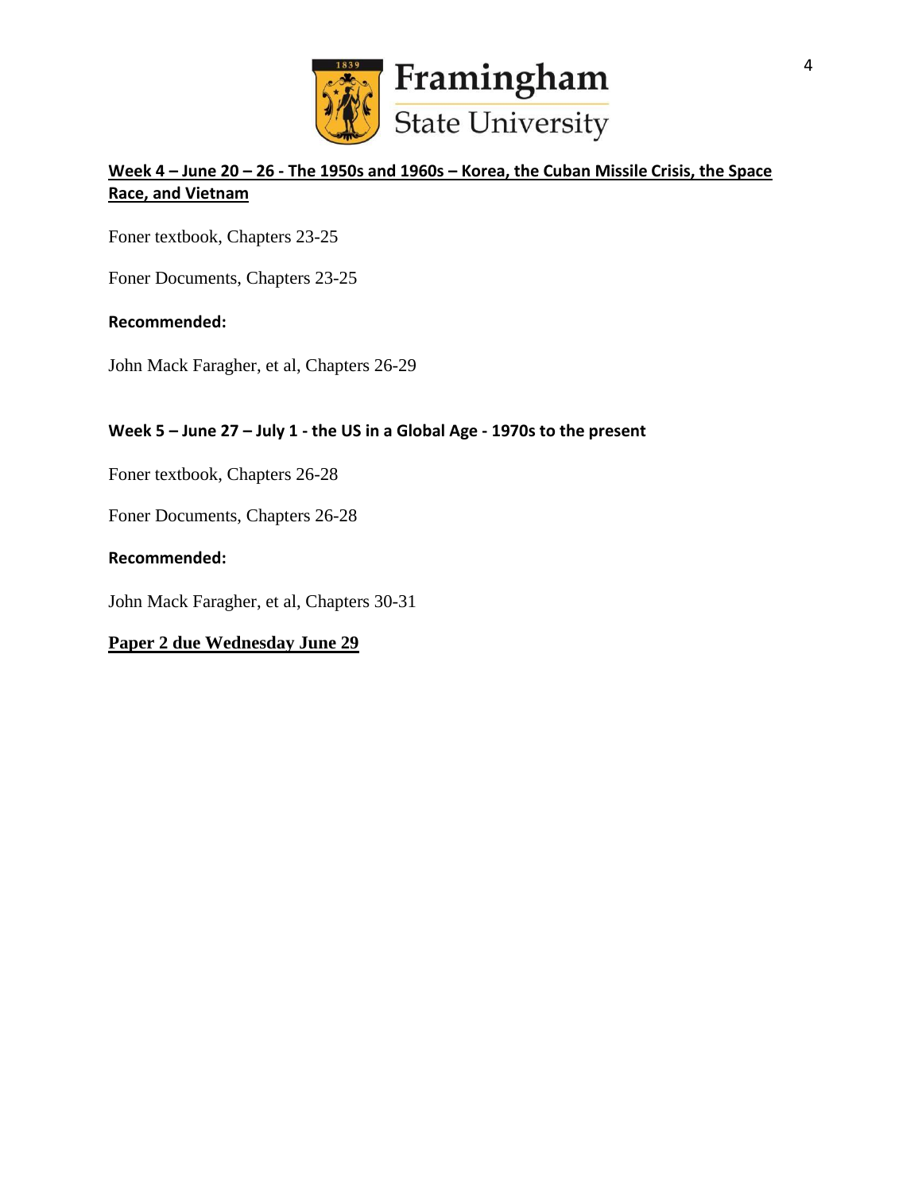**Week 4 – June 20 – 26 - The 1950s and 1960s – Korea, the Cuban Missile Crisis, the Space Race, and Vietnam**

Foner textbook, Chapters 23-25

Foner Documents, Chapters 23-25

**Recommended:**

John Mack Faragher, et al, Chapters 26-29

**Week 5 – June 27 – July 1 - the US in a Global Age - 1970s to the present**

Foner textbook, Chapters 26-28

Foner Documents, Chapters 26-28

**Recommended:**

John Mack Faragher, et al, Chapters 30-31

**Paper 2 due Wednesday June 29**